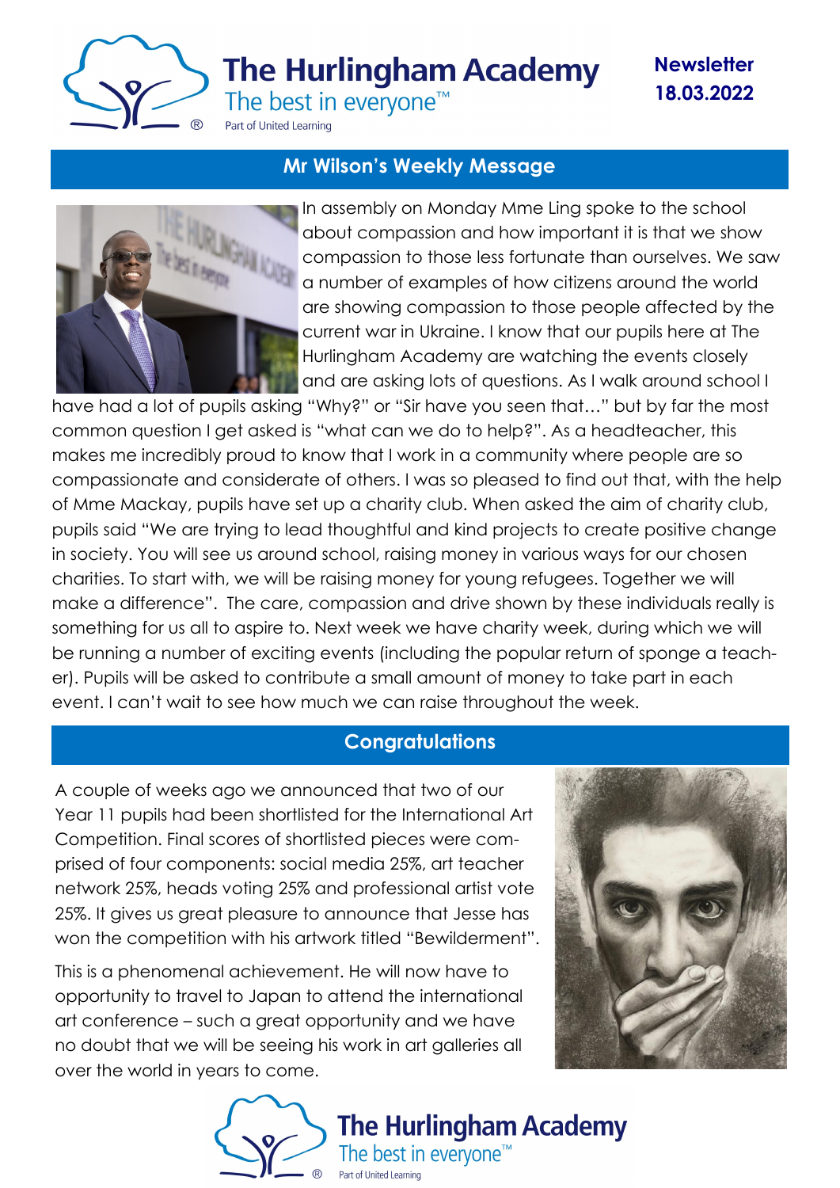# The Hurlingham Academy

The best in everyone™

Part of United Learning

**Newsletter 18.03.2022**

## Mr Wilson's Weekly Message

In assembly on Monday Mme Ling spoke to the school about compassion and how important it is that we show compassion to those less fortunate than ourselves. We saw a number of examples of how citizens around the world are showing compassion to those people affected by the current war in Ukraine. I know that our pupils here at The Hurlingham Academy are watching the events closely and are asking lots of questions. As I walk around school I have had a lot of pupils asking "Why?" or "Sir have you seen that…" but by far the most common question I get asked is "what can we do to help?". As a headteacher, this makes me incredibly proud to know that I work in a community where people are so compassionate and considerate of others. I was so pleased to find out that, with the help of Mme Mackay, pupils have set up a charity club. When asked the aim of charity club, pupils said "We are trying to lead thoughtful and kind projects to create positive change in society. You will see us around school, raising money in various ways for our chosen charities. To start with, we will be raising money for young refugees. Together we will make a difference". The care, compassion and drive shown by these individuals really is something for us all to aspire to. Next week we have charity week, during which we will be running a number of exciting events (including the popular return of sponge a teacher). Pupils will be asked to contribute a small amount of money to take part in each event. I can't wait to see how much we can raise throughout the week.

## Congratulations

A couple of weeks ago we announced that two of our Year 11 pupils had been shortlisted for the International Art Competition. Final scores of shortlisted pieces were comprised of four components: social media 25%, art teacher network 25%, heads voting 25% and professional artist vote 25%. It gives us great pleasure to announce that Jesse has won the competition with his artwork titled "Bewilderment".

This is a phenomenal achievement. He will now have to opportunity to travel to Japan to attend the international art conference – such a great opportunity and we have no doubt that we will be seeing his work in art galleries all over the world in years to come.

The Hurlingham Academy

The best in everyone™

Part of United Learning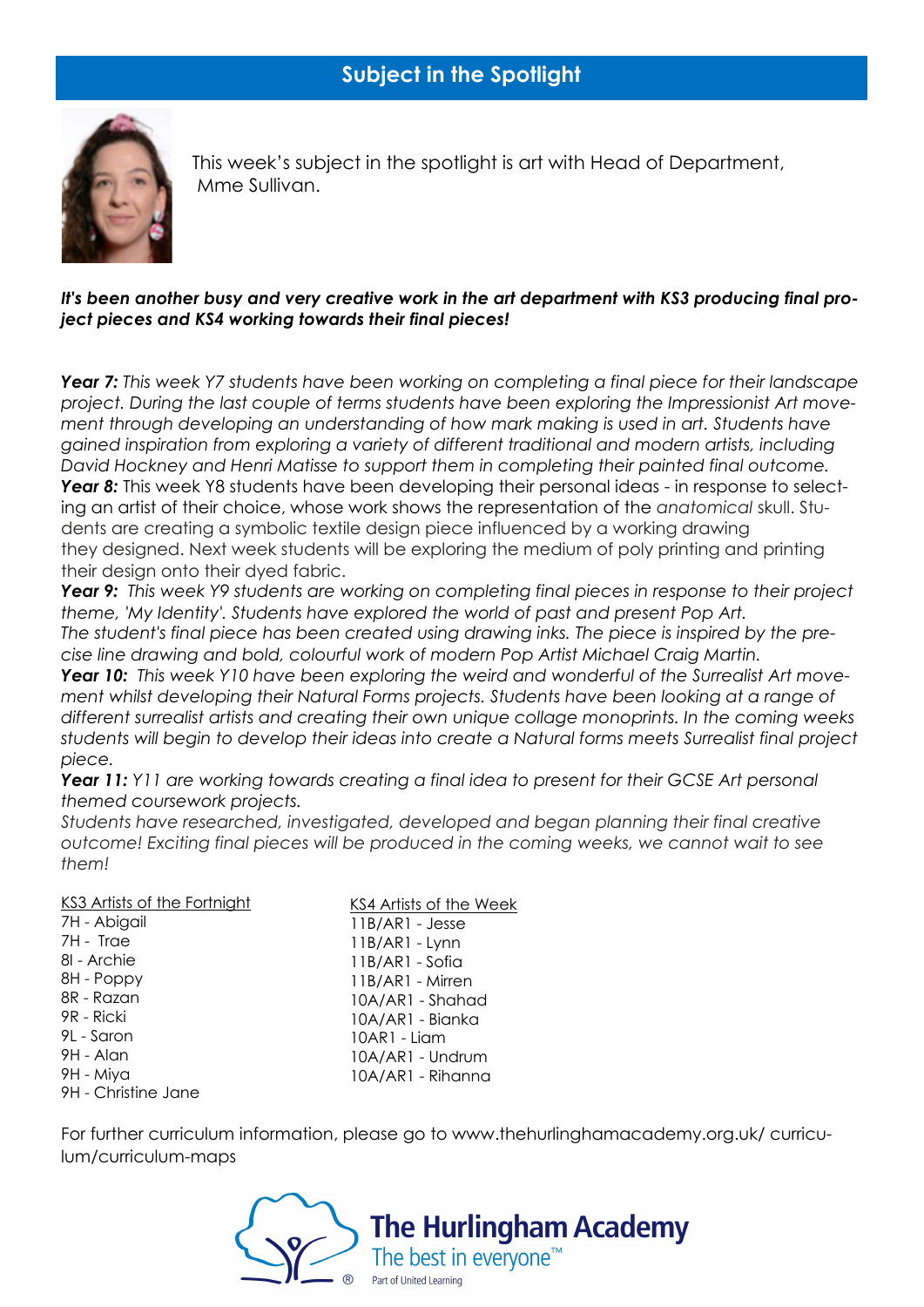## Subject in the Spotlight

This week's subject in the spotlight is art with Head of Department, Mme Sullivan.

***It's been another busy and very creative work in the art department with KS3 producing final project pieces and KS4 working towards their final pieces!***

***Year 7:*** *This week Y7 students have been working on completing a final piece for their landscape project. During the last couple of terms students have been exploring the Impressionist Art movement through developing an understanding of how mark making is used in art. Students have gained inspiration from exploring a variety of different traditional and modern artists, including David Hockney and Henri Matisse to support them in completing their painted final outcome.*

***Year 8:*** This week Y8 students have been developing their personal ideas - in response to selecting an artist of their choice, whose work shows the representation of the *anatomical* skull. Students are creating a symbolic textile design piece influenced by a working drawing they designed. Next week students will be exploring the medium of poly printing and printing their design onto their dyed fabric.

***Year 9:*** *This week Y9 students are working on completing final pieces in response to their project theme, 'My Identity'. Students have explored the world of past and present Pop Art. The student's final piece has been created using drawing inks. The piece is inspired by the precise line drawing and bold, colourful work of modern Pop Artist Michael Craig Martin.*

***Year 10:*** *This week Y10 have been exploring the weird and wonderful of the Surrealist Art movement whilst developing their Natural Forms projects. Students have been looking at a range of different surrealist artists and creating their own unique collage monoprints. In the coming weeks students will begin to develop their ideas into create a Natural forms meets Surrealist final project piece.*

***Year 11:*** *Y11 are working towards creating a final idea to present for their GCSE Art personal themed coursework projects.*

*Students have researched, investigated, developed and began planning their final creative outcome! Exciting final pieces will be produced in the coming weeks, we cannot wait to see them!*

<u>KS3 Artists of the Fortnight</u>

7H - Abigail
7H - Trae
8I - Archie
8H - Poppy
8R - Razan
9R - Ricki
9L - Saron
9H - Alan
9H - Miya
9H - Christine Jane

<u>KS4 Artists of the Week</u>

11B/AR1 - Jesse
11B/AR1 - Lynn
11B/AR1 - Sofia
11B/AR1 - Mirren
10A/AR1 - Shahad
10A/AR1 - Bianka
10AR1 - Liam
10A/AR1 - Undrum
10A/AR1 - Rihanna

For further curriculum information, please go to www.thehurlinghamacademy.org.uk/ curriculum/curriculum-maps

The Hurlingham Academy
The best in everyone™
Part of United Learning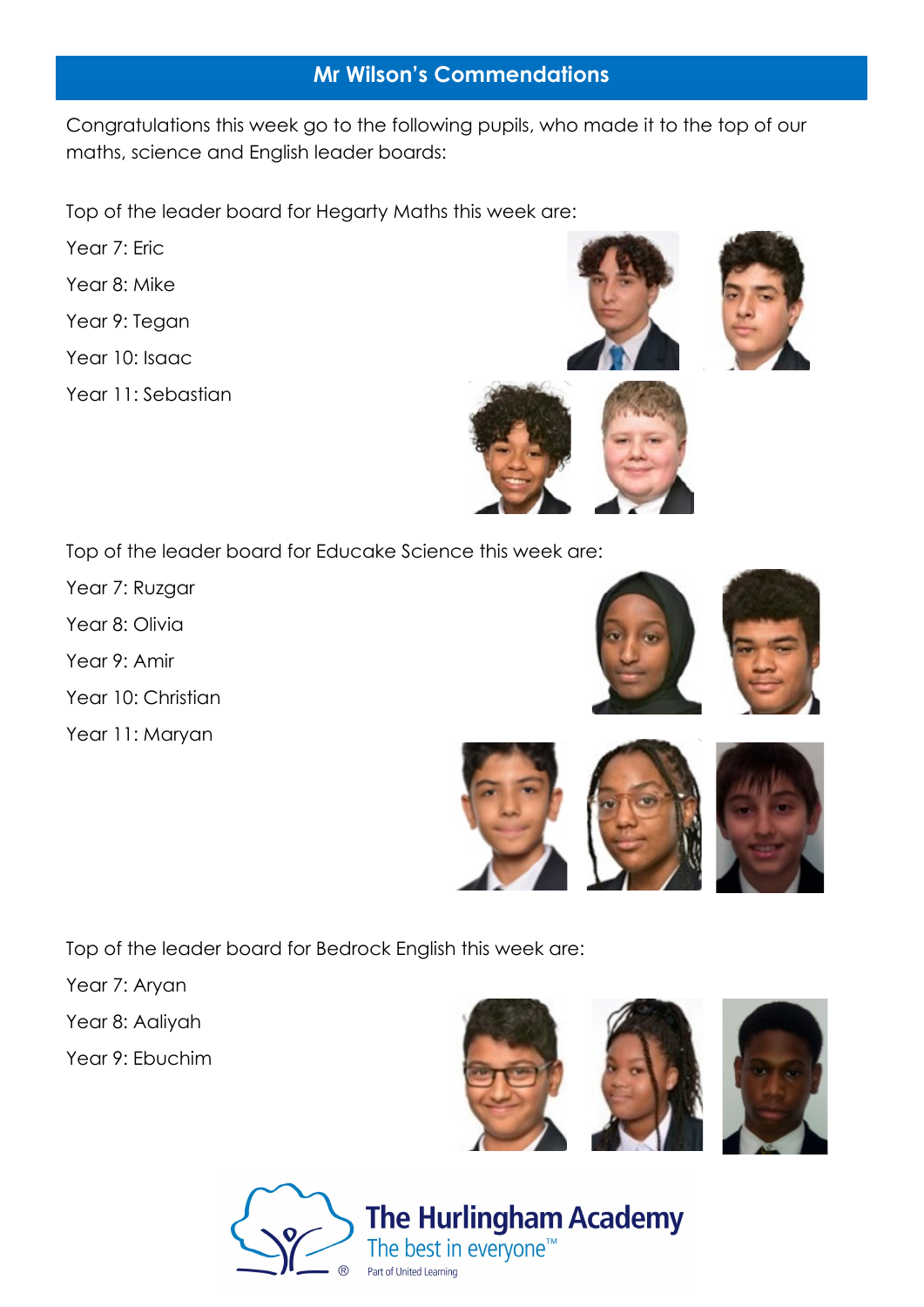## Mr Wilson's Commendations

Congratulations this week go to the following pupils, who made it to the top of our maths, science and English leader boards:

Top of the leader board for Hegarty Maths this week are:

Year 7: Eric

Year 8: Mike

Year 9: Tegan

Year 10: Isaac

Year 11: Sebastian

Top of the leader board for Educake Science this week are:

Year 7: Ruzgar

Year 8: Olivia

Year 9: Amir

Year 10: Christian

Year 11: Maryan

Top of the leader board for Bedrock English this week are:

Year 7: Aryan

Year 8: Aaliyah

Year 9: Ebuchim

The Hurlingham Academy

The best in everyone™

Part of United Learning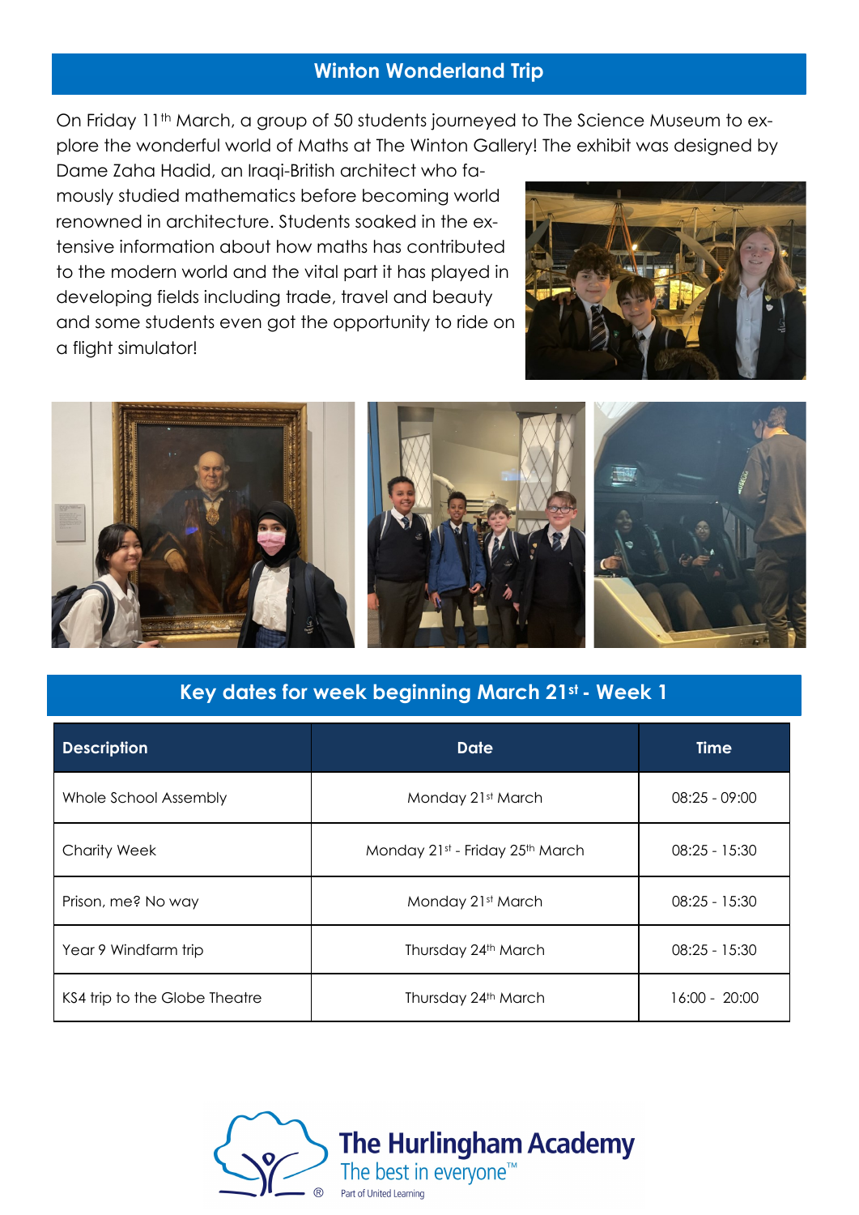## Winton Wonderland Trip

On Friday 11th March, a group of 50 students journeyed to The Science Museum to explore the wonderful world of Maths at The Winton Gallery! The exhibit was designed by Dame Zaha Hadid, an Iraqi-British architect who famously studied mathematics before becoming world renowned in architecture. Students soaked in the extensive information about how maths has contributed to the modern world and the vital part it has played in developing fields including trade, travel and beauty and some students even got the opportunity to ride on a flight simulator!

## Key dates for week beginning March 21st - Week 1

| Description | Date | Time |
|---|---|---|
| Whole School Assembly | Monday 21st March | 08:25 - 09:00 |
| Charity Week | Monday 21st - Friday 25th March | 08:25 - 15:30 |
| Prison, me? No way | Monday 21st March | 08:25 - 15:30 |
| Year 9 Windfarm trip | Thursday 24th March | 08:25 - 15:30 |
| KS4 trip to the Globe Theatre | Thursday 24th March | 16:00 - 20:00 |

The Hurlingham Academy
The best in everyone™
Part of United Learning